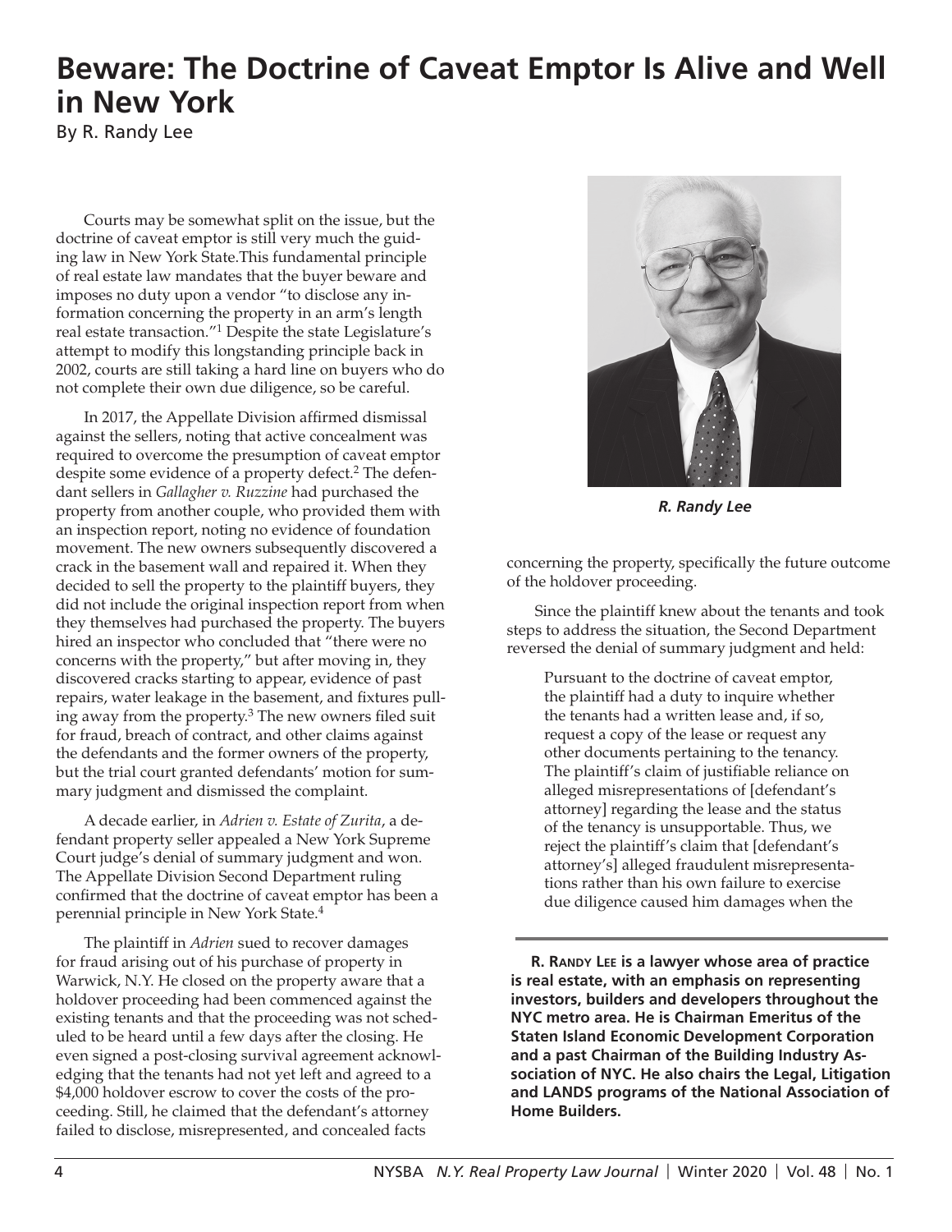# Beware: The Doctrine of Caveat Emptor Is Alive and Well in New York

By R. Randy Lee

Courts may be somewhat split on the issue, but the doctrine of caveat emptor is still very much the guiding law in New York State.This fundamental principle of real estate law mandates that the buyer beware and imposes no duty upon a vendor "to disclose any information concerning the property in an arm's length real estate transaction."[1] Despite the state Legislature's attempt to modify this longstanding principle back in 2002, courts are still taking a hard line on buyers who do not complete their own due diligence, so be careful.

In 2017, the Appellate Division affirmed dismissal against the sellers, noting that active concealment was required to overcome the presumption of caveat emptor despite some evidence of a property defect.[2] The defendant sellers in *Gallagher v. Ruzzine* had purchased the property from another couple, who provided them with an inspection report, noting no evidence of foundation movement. The new owners subsequently discovered a crack in the basement wall and repaired it. When they decided to sell the property to the plaintiff buyers, they did not include the original inspection report from when they themselves had purchased the property. The buyers hired an inspector who concluded that "there were no concerns with the property," but after moving in, they discovered cracks starting to appear, evidence of past repairs, water leakage in the basement, and fixtures pulling away from the property.[3] The new owners filed suit for fraud, breach of contract, and other claims against the defendants and the former owners of the property, but the trial court granted defendants' motion for summary judgment and dismissed the complaint.

A decade earlier, in *Adrien v. Estate of Zurita*, a defendant property seller appealed a New York Supreme Court judge's denial of summary judgment and won. The Appellate Division Second Department ruling confirmed that the doctrine of caveat emptor has been a perennial principle in New York State.[4]

The plaintiff in *Adrien* sued to recover damages for fraud arising out of his purchase of property in Warwick, N.Y. He closed on the property aware that a holdover proceeding had been commenced against the existing tenants and that the proceeding was not scheduled to be heard until a few days after the closing. He even signed a post-closing survival agreement acknowledging that the tenants had not yet left and agreed to a $4,000 holdover escrow to cover the costs of the proceeding. Still, he claimed that the defendant's attorney failed to disclose, misrepresented, and concealed facts concerning the property, specifically the future outcome of the holdover proceeding.

Since the plaintiff knew about the tenants and took steps to address the situation, the Second Department reversed the denial of summary judgment and held:

> Pursuant to the doctrine of caveat emptor, the plaintiff had a duty to inquire whether the tenants had a written lease and, if so, request a copy of the lease or request any other documents pertaining to the tenancy. The plaintiff's claim of justifiable reliance on alleged misrepresentations of [defendant's attorney] regarding the lease and the status of the tenancy is unsupportable. Thus, we reject the plaintiff's claim that [defendant's attorney's] alleged fraudulent misrepresentations rather than his own failure to exercise due diligence caused him damages when the

*R. Randy Lee*

**R. Randy Lee is a lawyer whose area of practice is real estate, with an emphasis on representing investors, builders and developers throughout the NYC metro area. He is Chairman Emeritus of the Staten Island Economic Development Corporation and a past Chairman of the Building Industry Association of NYC. He also chairs the Legal, Litigation and LANDS programs of the National Association of Home Builders.**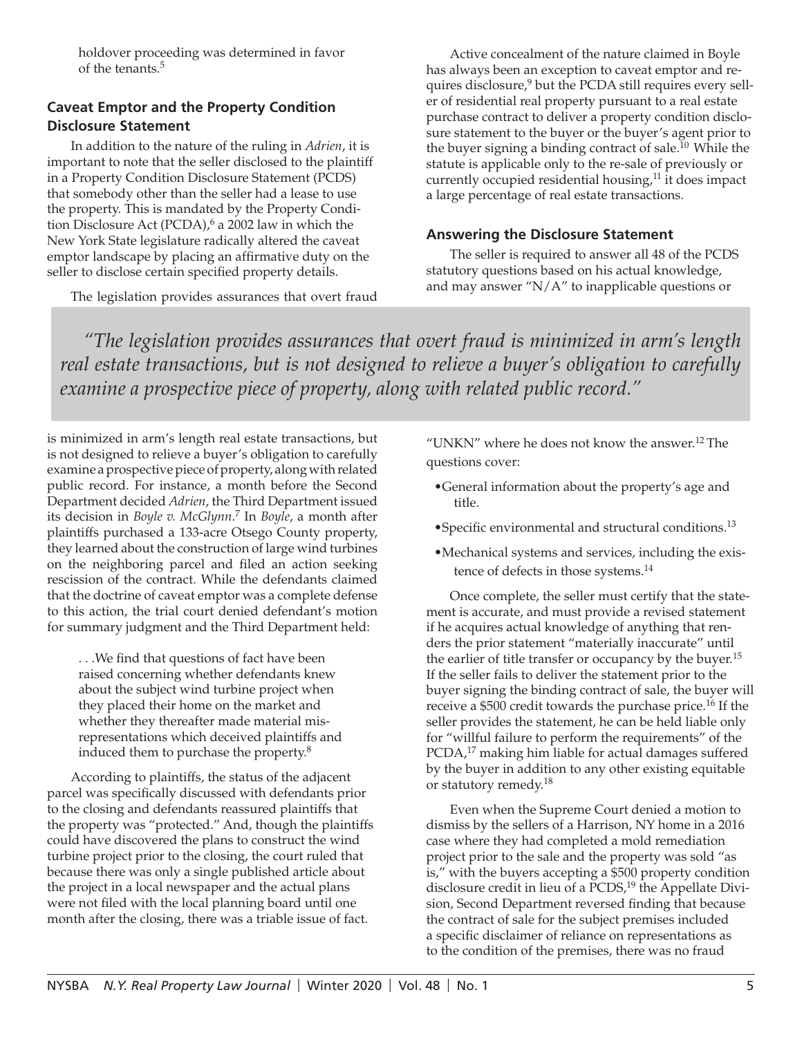holdover proceeding was determined in favor of the tenants.[5]

### Caveat Emptor and the Property Condition Disclosure Statement

In addition to the nature of the ruling in *Adrien*, it is important to note that the seller disclosed to the plaintiff in a Property Condition Disclosure Statement (PCDS) that somebody other than the seller had a lease to use the property. This is mandated by the Property Condition Disclosure Act (PCDA),[6] a 2002 law in which the New York State legislature radically altered the caveat emptor landscape by placing an affirmative duty on the seller to disclose certain specified property details.

The legislation provides assurances that overt fraud is minimized in arm's length real estate transactions, but is not designed to relieve a buyer's obligation to carefully examine a prospective piece of property, along with related public record. For instance, a month before the Second Department decided *Adrien*, the Third Department issued its decision in *Boyle v. McGlynn*.[7] In *Boyle*, a month after plaintiffs purchased a 133-acre Otsego County property, they learned about the construction of large wind turbines on the neighboring parcel and filed an action seeking rescission of the contract. While the defendants claimed that the doctrine of caveat emptor was a complete defense to this action, the trial court denied defendant's motion for summary judgment and the Third Department held:

> . . .We find that questions of fact have been raised concerning whether defendants knew about the subject wind turbine project when they placed their home on the market and whether they thereafter made material misrepresentations which deceived plaintiffs and induced them to purchase the property.[8]

According to plaintiffs, the status of the adjacent parcel was specifically discussed with defendants prior to the closing and defendants reassured plaintiffs that the property was "protected." And, though the plaintiffs could have discovered the plans to construct the wind turbine project prior to the closing, the court ruled that because there was only a single published article about the project in a local newspaper and the actual plans were not filed with the local planning board until one month after the closing, there was a triable issue of fact.

Active concealment of the nature claimed in Boyle has always been an exception to caveat emptor and requires disclosure,[9] but the PCDA still requires every seller of residential real property pursuant to a real estate purchase contract to deliver a property condition disclosure statement to the buyer or the buyer's agent prior to the buyer signing a binding contract of sale.[10] While the statute is applicable only to the re-sale of previously or currently occupied residential housing,[11] it does impact a large percentage of real estate transactions.

### Answering the Disclosure Statement

The seller is required to answer all 48 of the PCDS statutory questions based on his actual knowledge, and may answer "N/A" to inapplicable questions or "UNKN" where he does not know the answer.[12] The questions cover:

- General information about the property's age and title.
- Specific environmental and structural conditions.[13]
- Mechanical systems and services, including the existence of defects in those systems.[14]

Once complete, the seller must certify that the statement is accurate, and must provide a revised statement if he acquires actual knowledge of anything that renders the prior statement "materially inaccurate" until the earlier of title transfer or occupancy by the buyer.[15] If the seller fails to deliver the statement prior to the buyer signing the binding contract of sale, the buyer will receive a $500 credit towards the purchase price.[16] If the seller provides the statement, he can be held liable only for "willful failure to perform the requirements" of the PCDA,[17] making him liable for actual damages suffered by the buyer in addition to any other existing equitable or statutory remedy.[18]

Even when the Supreme Court denied a motion to dismiss by the sellers of a Harrison, NY home in a 2016 case where they had completed a mold remediation project prior to the sale and the property was sold "as is," with the buyers accepting a $500 property condition disclosure credit in lieu of a PCDS,[19] the Appellate Division, Second Department reversed finding that because the contract of sale for the subject premises included a specific disclaimer of reliance on representations as to the condition of the premises, there was no fraud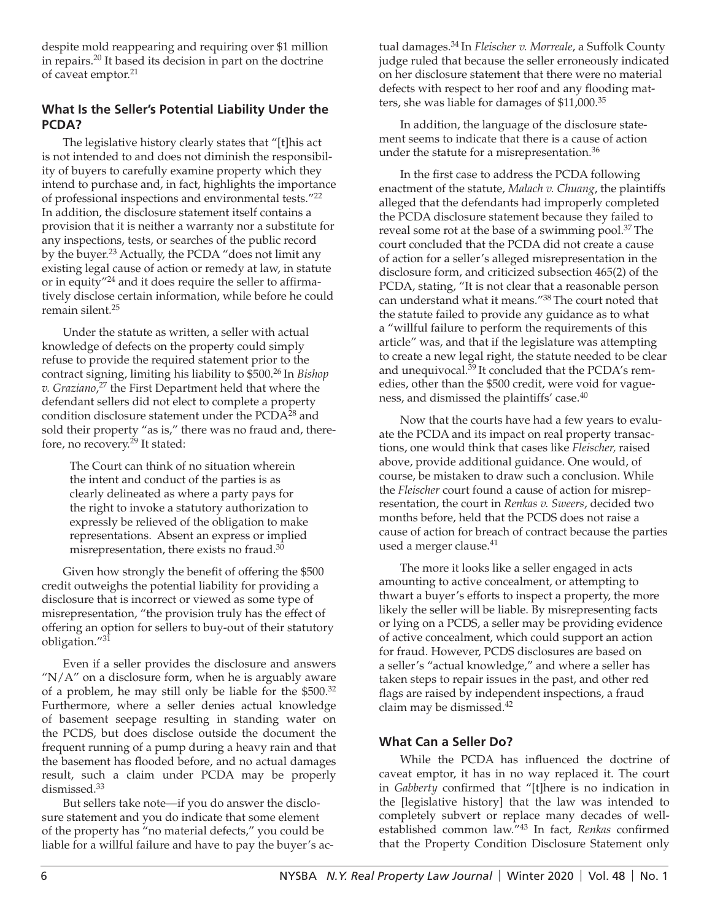despite mold reappearing and requiring over $1 million in repairs.[20] It based its decision in part on the doctrine of caveat emptor.[21]

### What Is the Seller's Potential Liability Under the PCDA?

The legislative history clearly states that "[t]his act is not intended to and does not diminish the responsibility of buyers to carefully examine property which they intend to purchase and, in fact, highlights the importance of professional inspections and environmental tests."[22] In addition, the disclosure statement itself contains a provision that it is neither a warranty nor a substitute for any inspections, tests, or searches of the public record by the buyer.[23] Actually, the PCDA "does not limit any existing legal cause of action or remedy at law, in statute or in equity"[24] and it does require the seller to affirmatively disclose certain information, while before he could remain silent.[25]

Under the statute as written, a seller with actual knowledge of defects on the property could simply refuse to provide the required statement prior to the contract signing, limiting his liability to $500.[26] In *Bishop v. Graziano*,[27] the First Department held that where the defendant sellers did not elect to complete a property condition disclosure statement under the PCDA[28] and sold their property "as is," there was no fraud and, therefore, no recovery.[29] It stated:

> The Court can think of no situation wherein the intent and conduct of the parties is as clearly delineated as where a party pays for the right to invoke a statutory authorization to expressly be relieved of the obligation to make representations. Absent an express or implied misrepresentation, there exists no fraud.[30]

Given how strongly the benefit of offering the $500 credit outweighs the potential liability for providing a disclosure that is incorrect or viewed as some type of misrepresentation, "the provision truly has the effect of offering an option for sellers to buy-out of their statutory obligation."[31]

Even if a seller provides the disclosure and answers "N/A" on a disclosure form, when he is arguably aware of a problem, he may still only be liable for the $500.[32] Furthermore, where a seller denies actual knowledge of basement seepage resulting in standing water on the PCDS, but does disclose outside the document the frequent running of a pump during a heavy rain and that the basement has flooded before, and no actual damages result, such a claim under PCDA may be properly dismissed.[33]

But sellers take note—if you do answer the disclosure statement and you do indicate that some element of the property has "no material defects," you could be liable for a willful failure and have to pay the buyer's actual damages.[34] In *Fleischer v. Morreale*, a Suffolk County judge ruled that because the seller erroneously indicated on her disclosure statement that there were no material defects with respect to her roof and any flooding matters, she was liable for damages of $11,000.[35]

In addition, the language of the disclosure statement seems to indicate that there is a cause of action under the statute for a misrepresentation.[36]

In the first case to address the PCDA following enactment of the statute, *Malach v. Chuang*, the plaintiffs alleged that the defendants had improperly completed the PCDA disclosure statement because they failed to reveal some rot at the base of a swimming pool.[37] The court concluded that the PCDA did not create a cause of action for a seller's alleged misrepresentation in the disclosure form, and criticized subsection 465(2) of the PCDA, stating, "It is not clear that a reasonable person can understand what it means."[38] The court noted that the statute failed to provide any guidance as to what a "willful failure to perform the requirements of this article" was, and that if the legislature was attempting to create a new legal right, the statute needed to be clear and unequivocal.[39] It concluded that the PCDA's remedies, other than the $500 credit, were void for vagueness, and dismissed the plaintiffs' case.[40]

Now that the courts have had a few years to evaluate the PCDA and its impact on real property transactions, one would think that cases like *Fleischer,* raised above, provide additional guidance. One would, of course, be mistaken to draw such a conclusion. While the *Fleischer* court found a cause of action for misrepresentation, the court in *Renkas v. Sweers*, decided two months before, held that the PCDS does not raise a cause of action for breach of contract because the parties used a merger clause.[41]

The more it looks like a seller engaged in acts amounting to active concealment, or attempting to thwart a buyer's efforts to inspect a property, the more likely the seller will be liable. By misrepresenting facts or lying on a PCDS, a seller may be providing evidence of active concealment, which could support an action for fraud. However, PCDS disclosures are based on a seller's "actual knowledge," and where a seller has taken steps to repair issues in the past, and other red flags are raised by independent inspections, a fraud claim may be dismissed.[42]

### What Can a Seller Do?

While the PCDA has influenced the doctrine of caveat emptor, it has in no way replaced it. The court in *Gabberty* confirmed that "[t]here is no indication in the [legislative history] that the law was intended to completely subvert or replace many decades of well-established common law."[43] In fact, *Renkas* confirmed that the Property Condition Disclosure Statement only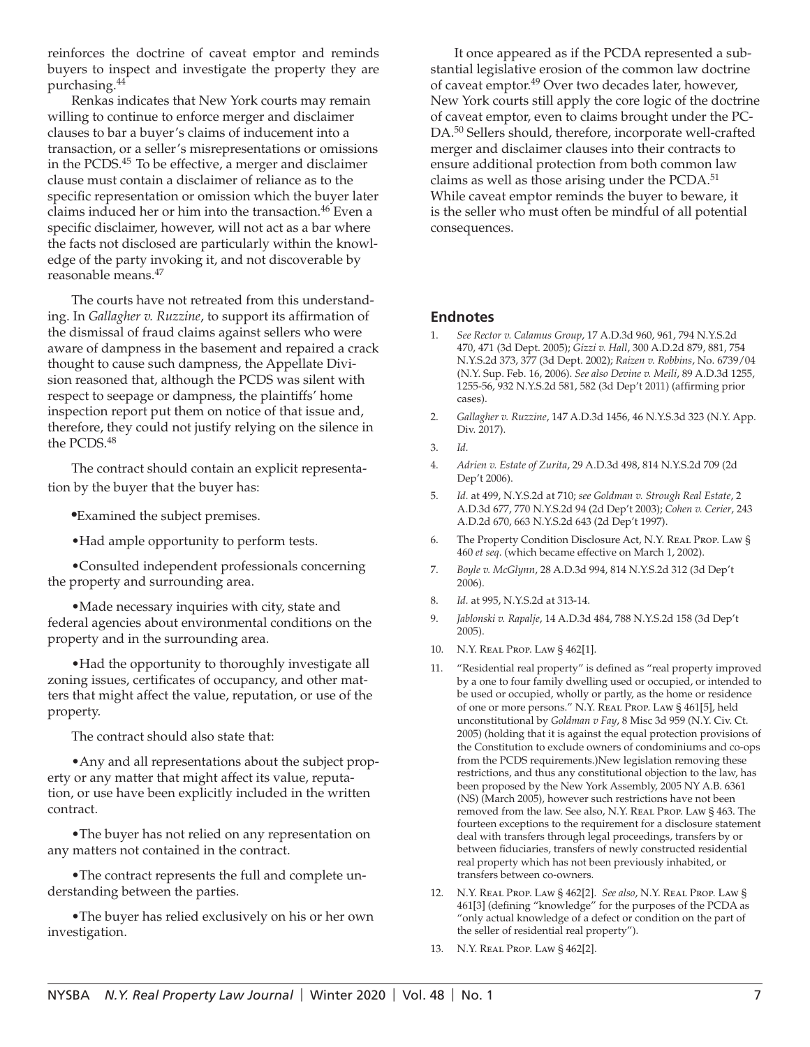reinforces the doctrine of caveat emptor and reminds buyers to inspect and investigate the property they are purchasing.[44]

Renkas indicates that New York courts may remain willing to continue to enforce merger and disclaimer clauses to bar a buyer's claims of inducement into a transaction, or a seller's misrepresentations or omissions in the PCDS.[45] To be effective, a merger and disclaimer clause must contain a disclaimer of reliance as to the specific representation or omission which the buyer later claims induced her or him into the transaction.[46] Even a specific disclaimer, however, will not act as a bar where the facts not disclosed are particularly within the knowledge of the party invoking it, and not discoverable by reasonable means.[47]

The courts have not retreated from this understanding. In *Gallagher v. Ruzzine*, to support its affirmation of the dismissal of fraud claims against sellers who were aware of dampness in the basement and repaired a crack thought to cause such dampness, the Appellate Division reasoned that, although the PCDS was silent with respect to seepage or dampness, the plaintiffs' home inspection report put them on notice of that issue and, therefore, they could not justify relying on the silence in the PCDS.[48]

The contract should contain an explicit representation by the buyer that the buyer has:

- Examined the subject premises.
- Had ample opportunity to perform tests.
- Consulted independent professionals concerning the property and surrounding area.
- Made necessary inquiries with city, state and federal agencies about environmental conditions on the property and in the surrounding area.
- Had the opportunity to thoroughly investigate all zoning issues, certificates of occupancy, and other matters that might affect the value, reputation, or use of the property.

The contract should also state that:

- Any and all representations about the subject property or any matter that might affect its value, reputation, or use have been explicitly included in the written contract.
- The buyer has not relied on any representation on any matters not contained in the contract.
- The contract represents the full and complete understanding between the parties.
- The buyer has relied exclusively on his or her own investigation.

It once appeared as if the PCDA represented a substantial legislative erosion of the common law doctrine of caveat emptor.[49] Over two decades later, however, New York courts still apply the core logic of the doctrine of caveat emptor, even to claims brought under the PCDA.[50] Sellers should, therefore, incorporate well-crafted merger and disclaimer clauses into their contracts to ensure additional protection from both common law claims as well as those arising under the PCDA.[51] While caveat emptor reminds the buyer to beware, it is the seller who must often be mindful of all potential consequences.

## Endnotes

1. *See Rector v. Calamus Group*, 17 A.D.3d 960, 961, 794 N.Y.S.2d 470, 471 (3d Dept. 2005); *Gizzi v. Hall*, 300 A.D.2d 879, 881, 754 N.Y.S.2d 373, 377 (3d Dept. 2002); *Raizen v. Robbins*, No. 6739/04 (N.Y. Sup. Feb. 16, 2006). *See also Devine v. Meili*, 89 A.D.3d 1255, 1255-56, 932 N.Y.S.2d 581, 582 (3d Dep't 2011) (affirming prior cases).
2. *Gallagher v. Ruzzine*, 147 A.D.3d 1456, 46 N.Y.S.3d 323 (N.Y. App. Div. 2017).
3. *Id.*
4. *Adrien v. Estate of Zurita*, 29 A.D.3d 498, 814 N.Y.S.2d 709 (2d Dep't 2006).
5. *Id.* at 499, N.Y.S.2d at 710; *see Goldman v. Strough Real Estate*, 2 A.D.3d 677, 770 N.Y.S.2d 94 (2d Dep't 2003); *Cohen v. Cerier*, 243 A.D.2d 670, 663 N.Y.S.2d 643 (2d Dep't 1997).
6. The Property Condition Disclosure Act, N.Y. Real Prop. Law § 460 *et seq*. (which became effective on March 1, 2002).
7. *Boyle v. McGlynn*, 28 A.D.3d 994, 814 N.Y.S.2d 312 (3d Dep't 2006).
8. *Id.* at 995, N.Y.S.2d at 313-14.
9. *Jablonski v. Rapalje*, 14 A.D.3d 484, 788 N.Y.S.2d 158 (3d Dep't 2005).
10. N.Y. Real Prop. Law § 462[1].
11. "Residential real property" is defined as "real property improved by a one to four family dwelling used or occupied, or intended to be used or occupied, wholly or partly, as the home or residence of one or more persons." N.Y. Real Prop. Law § 461[5], held unconstitutional by *Goldman v Fay*, 8 Misc 3d 959 (N.Y. Civ. Ct. 2005) (holding that it is against the equal protection provisions of the Constitution to exclude owners of condominiums and co-ops from the PCDS requirements.)New legislation removing these restrictions, and thus any constitutional objection to the law, has been proposed by the New York Assembly, 2005 NY A.B. 6361 (NS) (March 2005), however such restrictions have not been removed from the law. See also, N.Y. Real Prop. Law § 463. The fourteen exceptions to the requirement for a disclosure statement deal with transfers through legal proceedings, transfers by or between fiduciaries, transfers of newly constructed residential real property which has not been previously inhabited, or transfers between co-owners.
12. N.Y. Real Prop. Law § 462[2]. *See also*, N.Y. Real Prop. Law § 461[3] (defining "knowledge" for the purposes of the PCDA as "only actual knowledge of a defect or condition on the part of the seller of residential real property").
13. N.Y. Real Prop. Law § 462[2].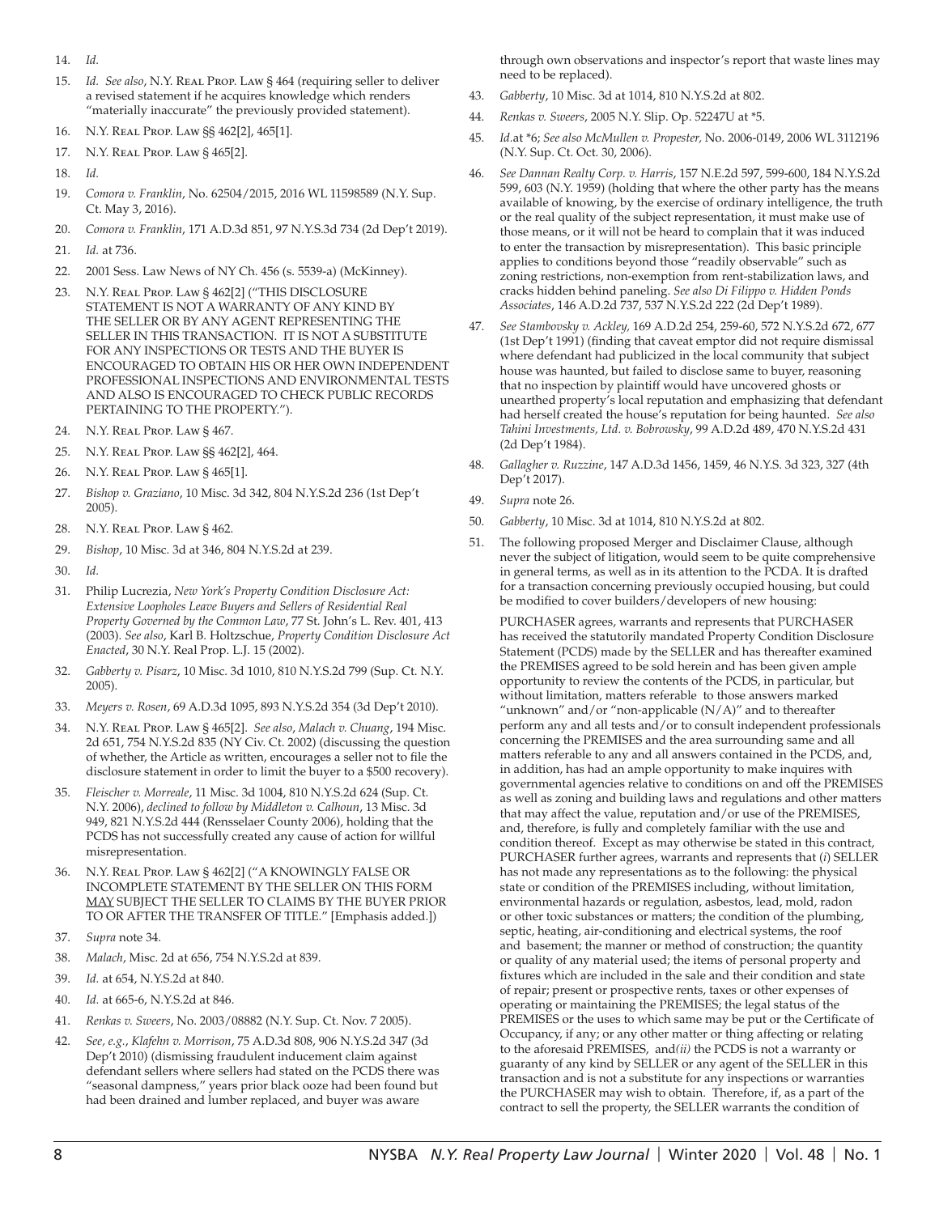14. *Id.*
15. *Id. See also*, N.Y. Real Prop. Law § 464 (requiring seller to deliver a revised statement if he acquires knowledge which renders "materially inaccurate" the previously provided statement).
16. N.Y. Real Prop. Law §§ 462[2], 465[1].
17. N.Y. Real Prop. Law § 465[2].
18. *Id.*
19. *Comora v. Franklin*, No. 62504/2015, 2016 WL 11598589 (N.Y. Sup. Ct. May 3, 2016).
20. *Comora v. Franklin*, 171 A.D.3d 851, 97 N.Y.S.3d 734 (2d Dep't 2019).
21. *Id.* at 736.
22. 2001 Sess. Law News of NY Ch. 456 (s. 5539-a) (McKinney).
23. N.Y. Real Prop. Law § 462[2] ("THIS DISCLOSURE STATEMENT IS NOT A WARRANTY OF ANY KIND BY THE SELLER OR BY ANY AGENT REPRESENTING THE SELLER IN THIS TRANSACTION. IT IS NOT A SUBSTITUTE FOR ANY INSPECTIONS OR TESTS AND THE BUYER IS ENCOURAGED TO OBTAIN HIS OR HER OWN INDEPENDENT PROFESSIONAL INSPECTIONS AND ENVIRONMENTAL TESTS AND ALSO IS ENCOURAGED TO CHECK PUBLIC RECORDS PERTAINING TO THE PROPERTY.").
24. N.Y. Real Prop. Law § 467.
25. N.Y. Real Prop. Law §§ 462[2], 464.
26. N.Y. Real Prop. Law § 465[1].
27. *Bishop v. Graziano*, 10 Misc. 3d 342, 804 N.Y.S.2d 236 (1st Dep't 2005).
28. N.Y. Real Prop. Law § 462.
29. *Bishop*, 10 Misc. 3d at 346, 804 N.Y.S.2d at 239.
30. *Id.*
31. Philip Lucrezia, *New York's Property Condition Disclosure Act: Extensive Loopholes Leave Buyers and Sellers of Residential Real Property Governed by the Common Law*, 77 St. John's L. Rev. 401, 413 (2003). *See also*, Karl B. Holtzschue, *Property Condition Disclosure Act Enacted*, 30 N.Y. Real Prop. L.J. 15 (2002).
32. *Gabberty v. Pisarz*, 10 Misc. 3d 1010, 810 N.Y.S.2d 799 (Sup. Ct. N.Y. 2005).
33. *Meyers v. Rosen*, 69 A.D.3d 1095, 893 N.Y.S.2d 354 (3d Dep't 2010).
34. N.Y. Real Prop. Law § 465[2]. *See also*, *Malach v. Chuang*, 194 Misc. 2d 651, 754 N.Y.S.2d 835 (NY Civ. Ct. 2002) (discussing the question of whether, the Article as written, encourages a seller not to file the disclosure statement in order to limit the buyer to a $500 recovery).
35. *Fleischer v. Morreale*, 11 Misc. 3d 1004, 810 N.Y.S.2d 624 (Sup. Ct. N.Y. 2006), *declined to follow by Middleton v. Calhoun*, 13 Misc. 3d 949, 821 N.Y.S.2d 444 (Rensselaer County 2006), holding that the PCDS has not successfully created any cause of action for willful misrepresentation.
36. N.Y. Real Prop. Law § 462[2] ("A KNOWINGLY FALSE OR INCOMPLETE STATEMENT BY THE SELLER ON THIS FORM MAY SUBJECT THE SELLER TO CLAIMS BY THE BUYER PRIOR TO OR AFTER THE TRANSFER OF TITLE." [Emphasis added.])
37. *Supra* note 34.
38. *Malach*, Misc. 2d at 656, 754 N.Y.S.2d at 839.
39. *Id.* at 654, N.Y.S.2d at 840.
40. *Id.* at 665-6, N.Y.S.2d at 846.
41. *Renkas vs. Sweers*, No. 2003/08882 (N.Y. Sup. Ct. Nov. 7 2005).
42. *See, e.g.*, *Klafehn v. Morrison*, 75 A.D.3d 808, 906 N.Y.S.2d 347 (3d Dep't 2010) (dismissing fraudulent inducement claim against defendant sellers where sellers had stated on the PCDS there was "seasonal dampness," years prior black ooze had been found but had been drained and lumber replaced, and buyer was aware through own observations and inspector's report that waste lines may need to be replaced).
43. *Gabberty*, 10 Misc. 3d at 1014, 810 N.Y.S.2d at 802.
44. *Renkas v. Sweers*, 2005 N.Y. Slip. Op. 52247U at *5.
45. *Id.*at *6; *See also McMullen v. Propester,* No. 2006-0149, 2006 WL 3112196 (N.Y. Sup. Ct. Oct. 30, 2006).
46. *See Dannan Realty Corp. v. Harris*, 157 N.E.2d 597, 599-600, 184 N.Y.S.2d 599, 603 (N.Y. 1959) (holding that where the other party has the means available of knowing, by the exercise of ordinary intelligence, the truth or the real quality of the subject representation, it must make use of those means, or it will not be heard to complain that it was induced to enter the transaction by misrepresentation). This basic principle applies to conditions beyond those "readily observable" such as zoning restrictions, non-exemption from rent-stabilization laws, and cracks hidden behind paneling. *See also Di Filippo v. Hidden Ponds Associates*, 146 A.D.2d 737, 537 N.Y.S.2d 222 (2d Dep't 1989).
47. *See Stambovsky v. Ackley,* 169 A.D.2d 254, 259-60, 572 N.Y.S.2d 672, 677 (1st Dep't 1991) (finding that caveat emptor did not require dismissal where defendant had publicized in the local community that subject house was haunted, but failed to disclose same to buyer, reasoning that no inspection by plaintiff would have uncovered ghosts or unearthed property's local reputation and emphasizing that defendant had herself created the house's reputation for being haunted. *See also Tahini Investments, Ltd. v. Bobrowsky*, 99 A.D.2d 489, 470 N.Y.S.2d 431 (2d Dep't 1984).
48. *Gallagher v. Ruzzine*, 147 A.D.3d 1456, 1459, 46 N.Y.S. 3d 323, 327 (4th Dep't 2017).
49. *Supra* note 26.
50. *Gabberty*, 10 Misc. 3d at 1014, 810 N.Y.S.2d at 802.
51. The following proposed Merger and Disclaimer Clause, although never the subject of litigation, would seem to be quite comprehensive in general terms, as well as in its attention to the PCDA. It is drafted for a transaction concerning previously occupied housing, but could be modified to cover builders/developers of new housing:

    PURCHASER agrees, warrants and represents that PURCHASER has received the statutorily mandated Property Condition Disclosure Statement (PCDS) made by the SELLER and has thereafter examined the PREMISES agreed to be sold herein and has been given ample opportunity to review the contents of the PCDS, in particular, but without limitation, matters referable to those answers marked "unknown" and/or "non-applicable (N/A)" and to thereafter perform any and all tests and/or to consult independent professionals concerning the PREMISES and the area surrounding same and all matters referable to any and all answers contained in the PCDS, and, in addition, has had an ample opportunity to make inquires with governmental agencies relative to conditions on and off the PREMISES as well as zoning and building laws and regulations and other matters that may affect the value, reputation and/or use of the PREMISES, and, therefore, is fully and completely familiar with the use and condition thereof. Except as may otherwise be stated in this contract, PURCHASER further agrees, warrants and represents that (*i*) SELLER has not made any representations as to the following: the physical state or condition of the PREMISES including, without limitation, environmental hazards or regulation, asbestos, lead, mold, radon or other toxic substances or matters; the condition of the plumbing, septic, heating, air-conditioning and electrical systems, the roof and basement; the manner or method of construction; the quantity or quality of any material used; the items of personal property and fixtures which are included in the sale and their condition and state of repair; present or prospective rents, taxes or other expenses of operating or maintaining the PREMISES; the legal status of the PREMISES or the uses to which same may be put or the Certificate of Occupancy, if any; or any other matter or thing affecting or relating to the aforesaid PREMISES, and*(ii)* the PCDS is not a warranty or guaranty of any kind by SELLER or any agent of the SELLER in this transaction and is not a substitute for any inspections or warranties the PURCHASER may wish to obtain. Therefore, if, as a part of the contract to sell the property, the SELLER warrants the condition of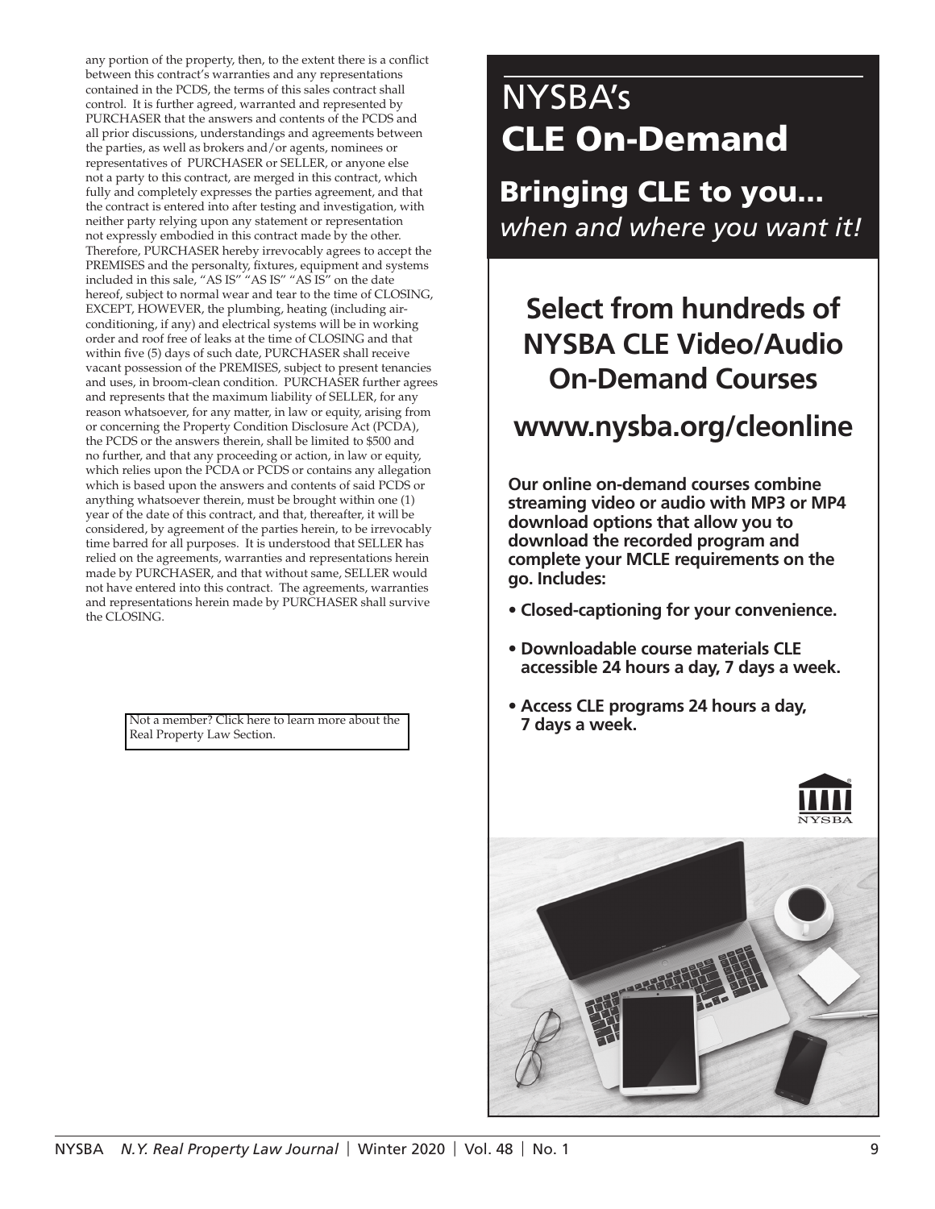any portion of the property, then, to the extent there is a conflict between this contract's warranties and any representations contained in the PCDS, the terms of this sales contract shall control. It is further agreed, warranted and represented by PURCHASER that the answers and contents of the PCDS and all prior discussions, understandings and agreements between the parties, as well as brokers and/or agents, nominees or representatives of PURCHASER or SELLER, or anyone else not a party to this contract, are merged in this contract, which fully and completely expresses the parties agreement, and that the contract is entered into after testing and investigation, with neither party relying upon any statement or representation not expressly embodied in this contract made by the other. Therefore, PURCHASER hereby irrevocably agrees to accept the PREMISES and the personalty, fixtures, equipment and systems included in this sale, "AS IS" "AS IS" "AS IS" on the date hereof, subject to normal wear and tear to the time of CLOSING, EXCEPT, HOWEVER, the plumbing, heating (including air-conditioning, if any) and electrical systems will be in working order and roof free of leaks at the time of CLOSING and that within five (5) days of such date, PURCHASER shall receive vacant possession of the PREMISES, subject to present tenancies and uses, in broom-clean condition. PURCHASER further agrees and represents that the maximum liability of SELLER, for any reason whatsoever, for any matter, in law or equity, arising from or concerning the Property Condition Disclosure Act (PCDA), the PCDS or the answers therein, shall be limited to $500 and no further, and that any proceeding or action, in law or equity, which relies upon the PCDA or PCDS or contains any allegation which is based upon the answers and contents of said PCDS or anything whatsoever therein, must be brought within one (1) year of the date of this contract, and that, thereafter, it will be considered, by agreement of the parties herein, to be irrevocably time barred for all purposes. It is understood that SELLER has relied on the agreements, warranties and representations herein made by PURCHASER, and that without same, SELLER would not have entered into this contract. The agreements, warranties and representations herein made by PURCHASER shall survive the CLOSING.

Not a member? Click here to learn more about the Real Property Law Section.

# NYSBA's CLE On-Demand

## Bringing CLE to you...

*when and where you want it!*

## Select from hundreds of NYSBA CLE Video/Audio On-Demand Courses

## www.nysba.org/cleonline

**Our online on-demand courses combine streaming video or audio with MP3 or MP4 download options that allow you to download the recorded program and complete your MCLE requirements on the go. Includes:**

- **Closed-captioning for your convenience.**
- **Downloadable course materials CLE accessible 24 hours a day, 7 days a week.**
- **Access CLE programs 24 hours a day, 7 days a week.**

NYSBA